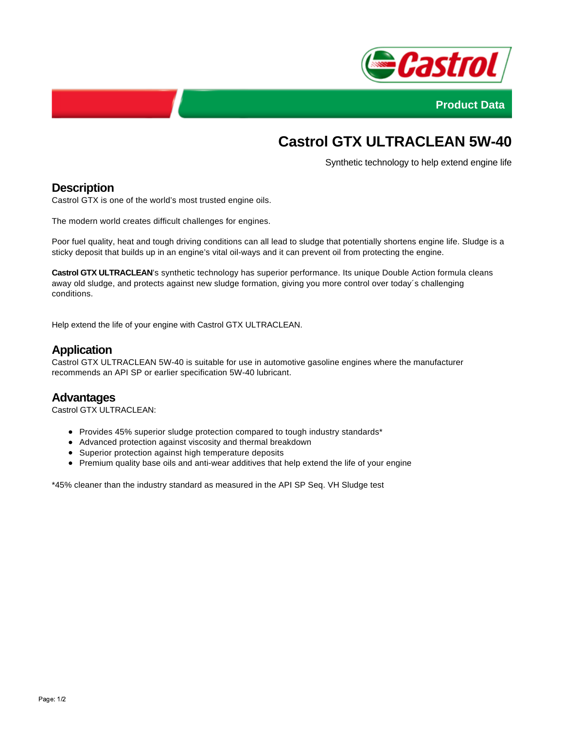Product Data

# Castrol GTX ULTRACLEAN 5W-40

Synthetic technology to help extend engine life

## Description

Castrol GTX is one of the world's most trusted engine oils.

The modern world creates difficult challenges for engines.

Poor fuel quality, heat and tough driving conditions can all lead to sludge that potentially shortens engine life. Sludge is a sticky deposit that builds up in an engine's vital oil-ways and it can prevent oil from protecting the engine.

**Castrol GTX ULTRACLEAN**'s synthetic technology has superior performance. Its unique Double Action formula cleans away old sludge, and protects against new sludge formation, giving you more control over today´s challenging conditions.

Help extend the life of your engine with Castrol GTX ULTRACLEAN.

## Application

Castrol GTX ULTRACLEAN 5W-40 is suitable for use in automotive gasoline engines where the manufacturer recommends an API SP or earlier specification 5W-40 lubricant.

## Advantages

Castrol GTX ULTRACLEAN:

- Provides 45% superior sludge protection compared to tough industry standards*
- Advanced protection against viscosity and thermal breakdown
- Superior protection against high temperature deposits
- Premium quality base oils and anti-wear additives that help extend the life of your engine

*45% cleaner than the industry standard as measured in the API SP Seq. VH Sludge test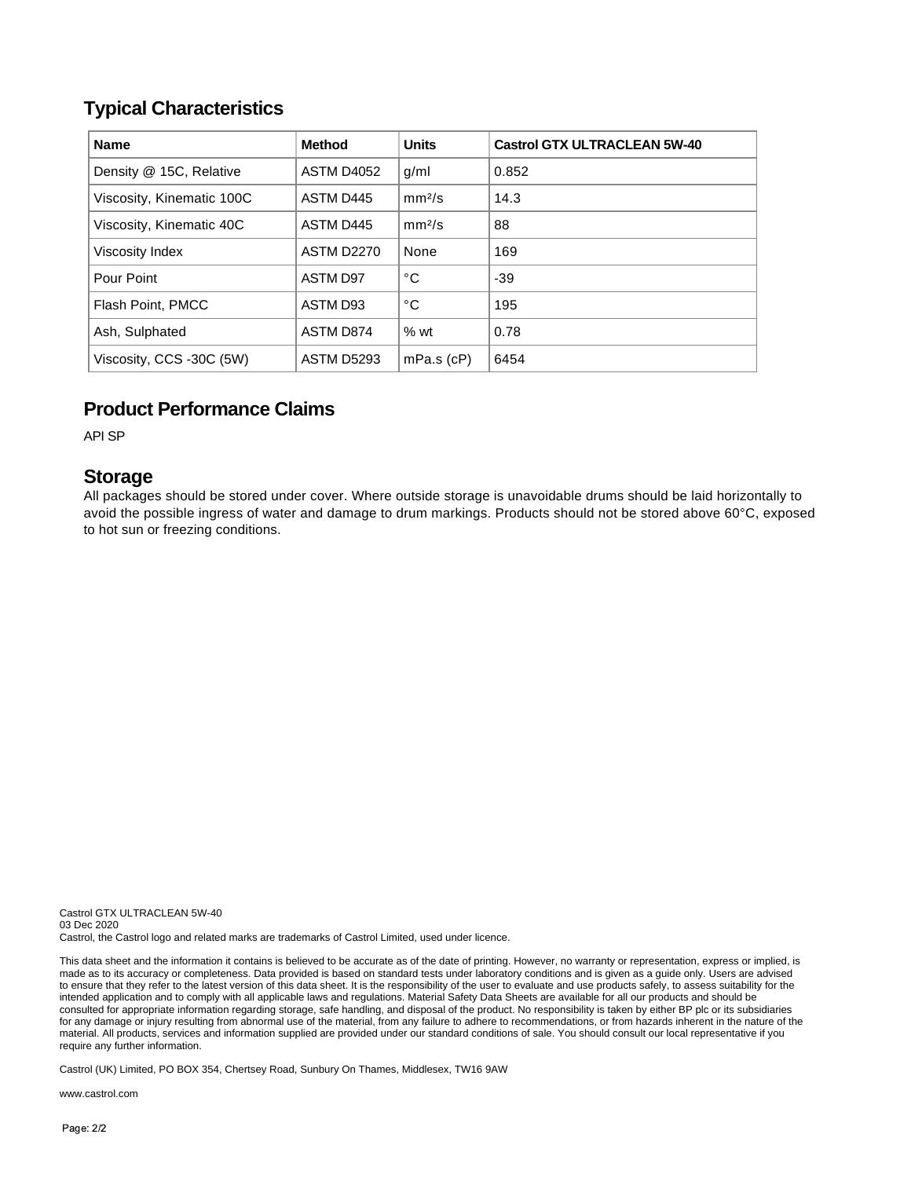## Typical Characteristics

| Name | Method | Units | Castrol GTX ULTRACLEAN 5W-40 |
|---|---|---|---|
| Density @ 15C, Relative | ASTM D4052 | g/ml | 0.852 |
| Viscosity, Kinematic 100C | ASTM D445 | $mm^2/s$ | 14.3 |
| Viscosity, Kinematic 40C | ASTM D445 | $mm^2/s$ | 88 |
| Viscosity Index | ASTM D2270 | None | 169 |
| Pour Point | ASTM D97 | °C | -39 |
| Flash Point, PMCC | ASTM D93 | °C | 195 |
| Ash, Sulphated | ASTM D874 | % wt | 0.78 |
| Viscosity, CCS -30C (5W) | ASTM D5293 | mPa.s (cP) | 6454 |

## Product Performance Claims

API SP

## Storage

All packages should be stored under cover. Where outside storage is unavoidable drums should be laid horizontally to avoid the possible ingress of water and damage to drum markings. Products should not be stored above 60°C, exposed to hot sun or freezing conditions.

Castrol GTX ULTRACLEAN 5W-40
03 Dec 2020
Castrol, the Castrol logo and related marks are trademarks of Castrol Limited, used under licence.

This data sheet and the information it contains is believed to be accurate as of the date of printing. However, no warranty or representation, express or implied, is made as to its accuracy or completeness. Data provided is based on standard tests under laboratory conditions and is given as a guide only. Users are advised to ensure that they refer to the latest version of this data sheet. It is the responsibility of the user to evaluate and use products safely, to assess suitability for the intended application and to comply with all applicable laws and regulations. Material Safety Data Sheets are available for all our products and should be consulted for appropriate information regarding storage, safe handling, and disposal of the product. No responsibility is taken by either BP plc or its subsidiaries for any damage or injury resulting from abnormal use of the material, from any failure to adhere to recommendations, or from hazards inherent in the nature of the material. All products, services and information supplied are provided under our standard conditions of sale. You should consult our local representative if you require any further information.

Castrol (UK) Limited, PO BOX 354, Chertsey Road, Sunbury On Thames, Middlesex, TW16 9AW

www.castrol.com